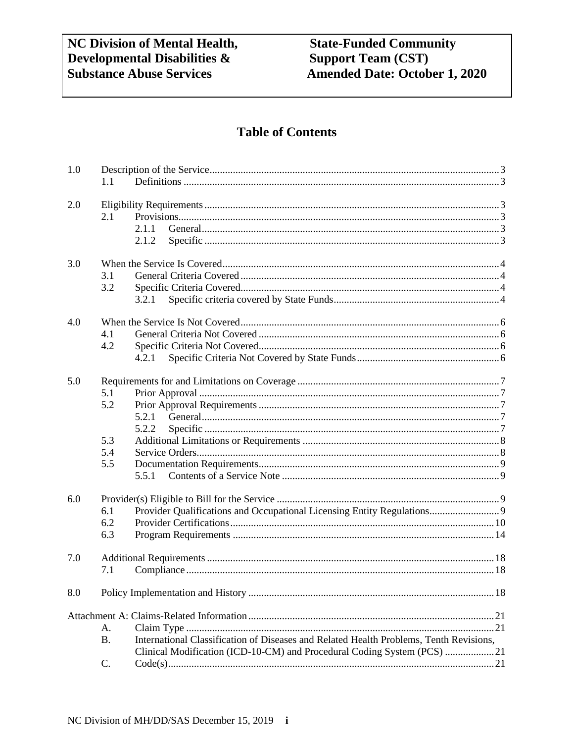| NC Division of Mental Health, Developmental Disabilities & Substance Abuse Services | State-Funded Community Support Team (CST) Amended Date: October 1, 2020 |
|---|---|

# Table of Contents

1.0 Description of the Service ... 3
- 1.1 Definitions ... 3

2.0 Eligibility Requirements ... 3
- 2.1 Provisions ... 3
  - 2.1.1 General ... 3
  - 2.1.2 Specific ... 3

3.0 When the Service Is Covered ... 4
- 3.1 General Criteria Covered ... 4
- 3.2 Specific Criteria Covered ... 4
  - 3.2.1 Specific criteria covered by State Funds ... 4

4.0 When the Service Is Not Covered ... 6
- 4.1 General Criteria Not Covered ... 6
- 4.2 Specific Criteria Not Covered ... 6
  - 4.2.1 Specific Criteria Not Covered by State Funds ... 6

5.0 Requirements for and Limitations on Coverage ... 7
- 5.1 Prior Approval ... 7
- 5.2 Prior Approval Requirements ... 7
  - 5.2.1 General ... 7
  - 5.2.2 Specific ... 7
- 5.3 Additional Limitations or Requirements ... 8
- 5.4 Service Orders ... 8
- 5.5 Documentation Requirements ... 9
  - 5.5.1 Contents of a Service Note ... 9

6.0 Provider(s) Eligible to Bill for the Service ... 9
- 6.1 Provider Qualifications and Occupational Licensing Entity Regulations ... 9
- 6.2 Provider Certifications ... 10
- 6.3 Program Requirements ... 14

7.0 Additional Requirements ... 18
- 7.1 Compliance ... 18

8.0 Policy Implementation and History ... 18

Attachment A: Claims-Related Information ... 21
- A. Claim Type ... 21
- B. International Classification of Diseases and Related Health Problems, Tenth Revisions, Clinical Modification (ICD-10-CM) and Procedural Coding System (PCS) ... 21
- C. Code(s) ... 21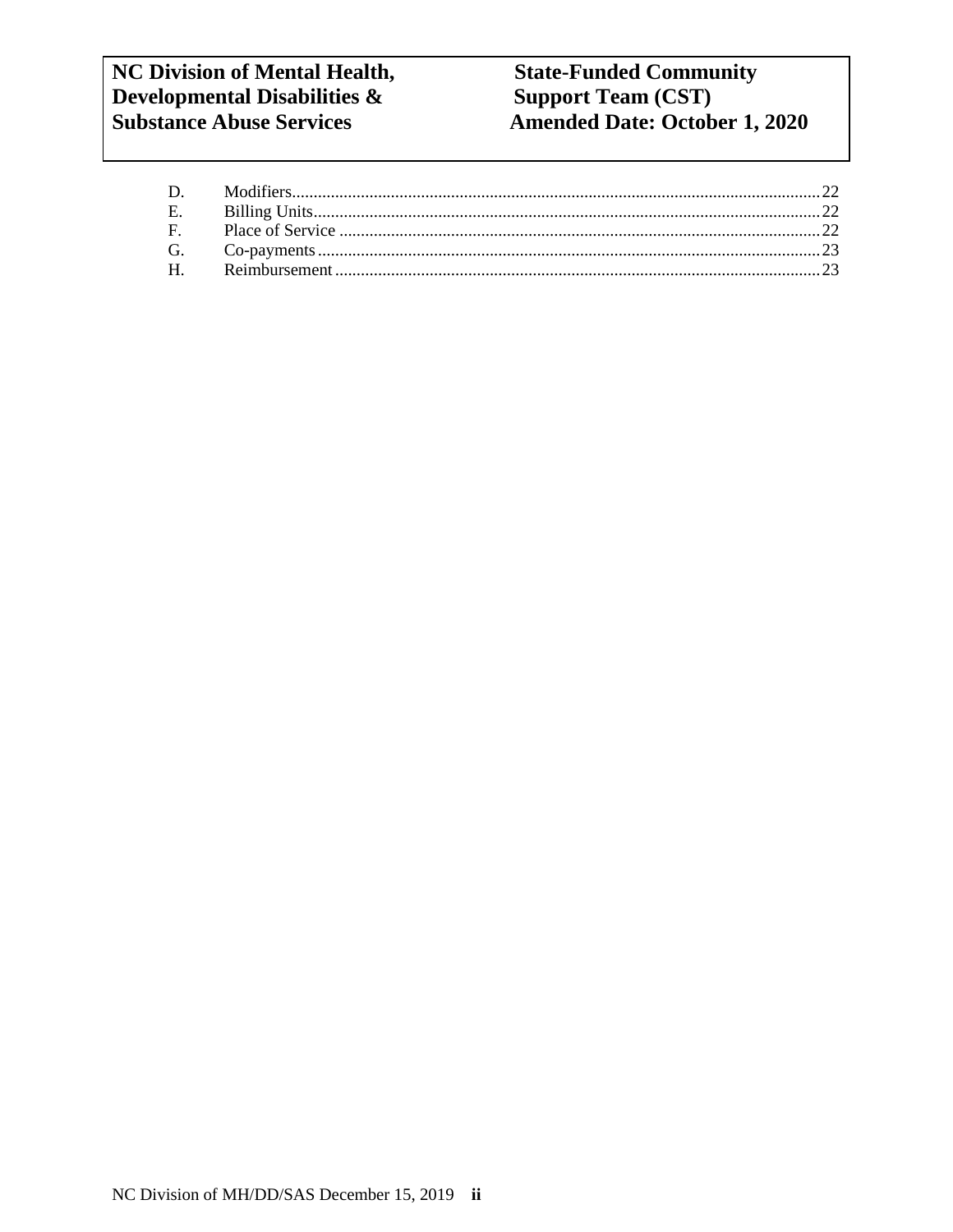D. Modifiers........................................................................................................................22
E. Billing Units....................................................................................................................22
F. Place of Service ..............................................................................................................22
G. Co-payments ...................................................................................................................23
H. Reimbursement ...............................................................................................................23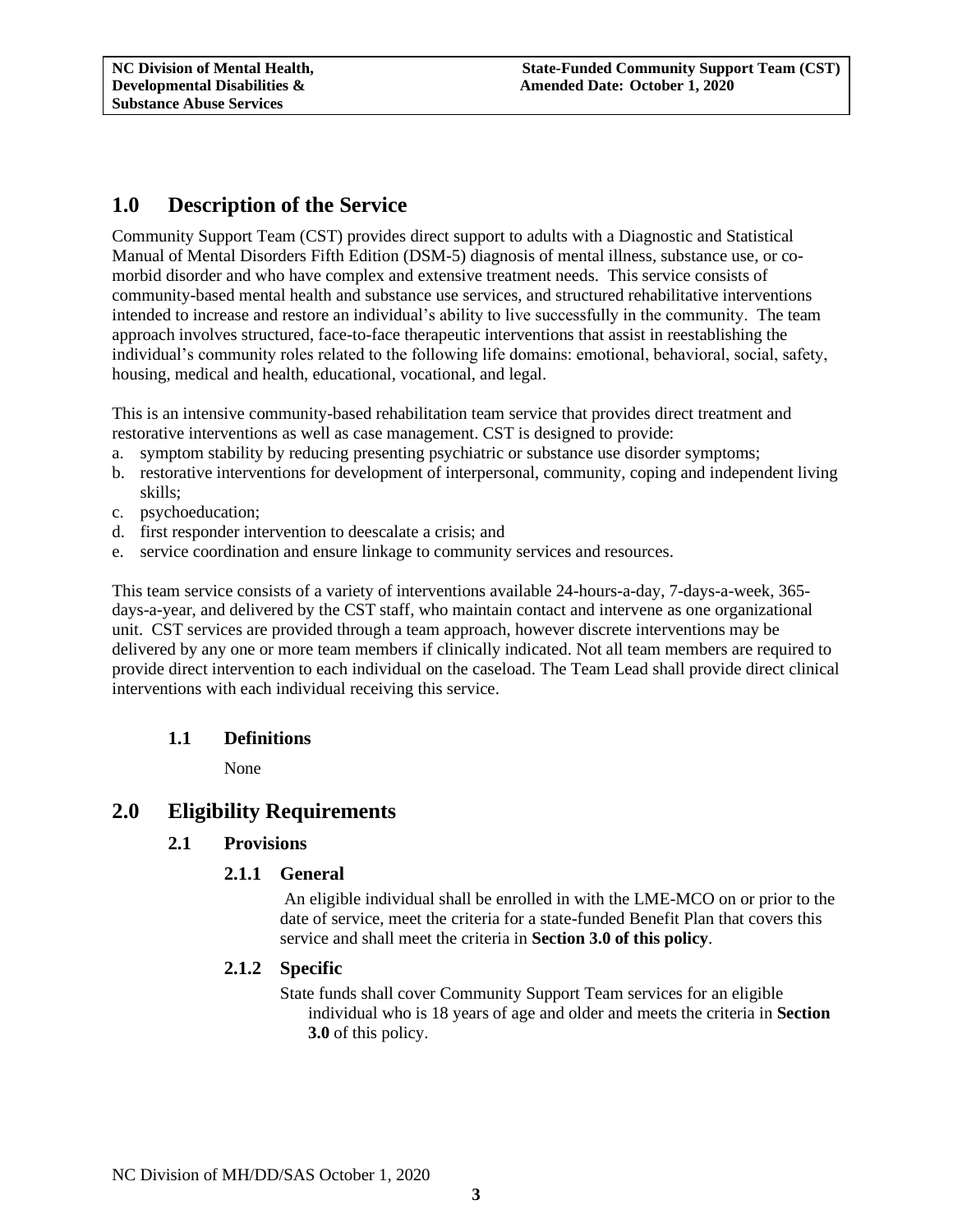## 1.0 Description of the Service

Community Support Team (CST) provides direct support to adults with a Diagnostic and Statistical Manual of Mental Disorders Fifth Edition (DSM-5) diagnosis of mental illness, substance use, or co-morbid disorder and who have complex and extensive treatment needs. This service consists of community-based mental health and substance use services, and structured rehabilitative interventions intended to increase and restore an individual's ability to live successfully in the community. The team approach involves structured, face-to-face therapeutic interventions that assist in reestablishing the individual's community roles related to the following life domains: emotional, behavioral, social, safety, housing, medical and health, educational, vocational, and legal.

This is an intensive community-based rehabilitation team service that provides direct treatment and restorative interventions as well as case management. CST is designed to provide:

a. symptom stability by reducing presenting psychiatric or substance use disorder symptoms;
b. restorative interventions for development of interpersonal, community, coping and independent living skills;
c. psychoeducation;
d. first responder intervention to deescalate a crisis; and
e. service coordination and ensure linkage to community services and resources.

This team service consists of a variety of interventions available 24-hours-a-day, 7-days-a-week, 365-days-a-year, and delivered by the CST staff, who maintain contact and intervene as one organizational unit. CST services are provided through a team approach, however discrete interventions may be delivered by any one or more team members if clinically indicated. Not all team members are required to provide direct intervention to each individual on the caseload. The Team Lead shall provide direct clinical interventions with each individual receiving this service.

### 1.1 Definitions

None

## 2.0 Eligibility Requirements

### 2.1 Provisions

#### 2.1.1 General

An eligible individual shall be enrolled in with the LME-MCO on or prior to the date of service, meet the criteria for a state-funded Benefit Plan that covers this service and shall meet the criteria in **Section 3.0 of this policy**.

#### 2.1.2 Specific

State funds shall cover Community Support Team services for an eligible individual who is 18 years of age and older and meets the criteria in **Section 3.0** of this policy.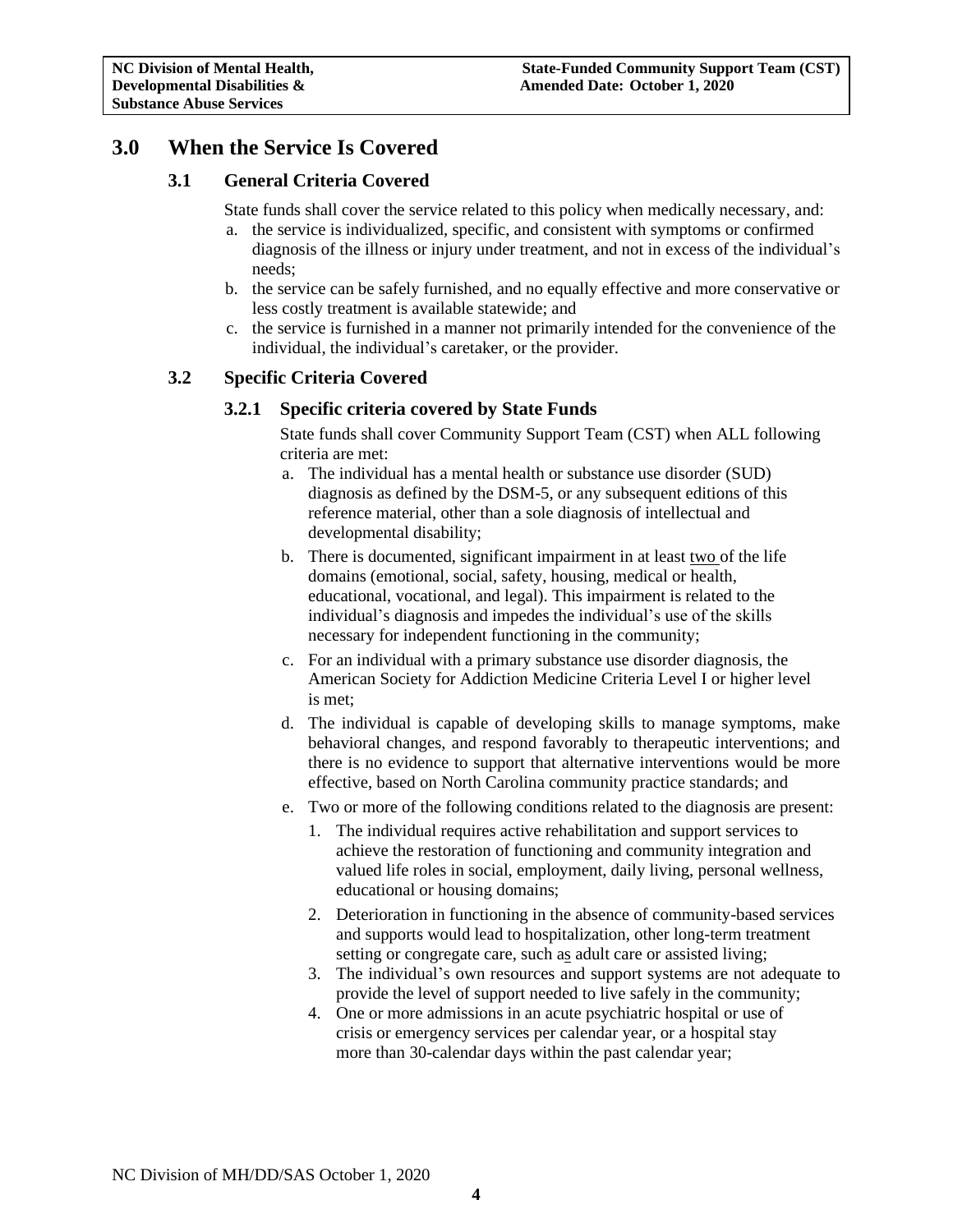# 3.0 When the Service Is Covered

## 3.1 General Criteria Covered

State funds shall cover the service related to this policy when medically necessary, and:

a. the service is individualized, specific, and consistent with symptoms or confirmed diagnosis of the illness or injury under treatment, and not in excess of the individual's needs;
b. the service can be safely furnished, and no equally effective and more conservative or less costly treatment is available statewide; and
c. the service is furnished in a manner not primarily intended for the convenience of the individual, the individual's caretaker, or the provider.

## 3.2 Specific Criteria Covered

### 3.2.1 Specific criteria covered by State Funds

State funds shall cover Community Support Team (CST) when ALL following criteria are met:

a. The individual has a mental health or substance use disorder (SUD) diagnosis as defined by the DSM-5, or any subsequent editions of this reference material, other than a sole diagnosis of intellectual and developmental disability;
b. There is documented, significant impairment in at least two of the life domains (emotional, social, safety, housing, medical or health, educational, vocational, and legal). This impairment is related to the individual's diagnosis and impedes the individual's use of the skills necessary for independent functioning in the community;
c. For an individual with a primary substance use disorder diagnosis, the American Society for Addiction Medicine Criteria Level I or higher level is met;
d. The individual is capable of developing skills to manage symptoms, make behavioral changes, and respond favorably to therapeutic interventions; and there is no evidence to support that alternative interventions would be more effective, based on North Carolina community practice standards; and
e. Two or more of the following conditions related to the diagnosis are present:
    1. The individual requires active rehabilitation and support services to achieve the restoration of functioning and community integration and valued life roles in social, employment, daily living, personal wellness, educational or housing domains;
    2. Deterioration in functioning in the absence of community-based services and supports would lead to hospitalization, other long-term treatment setting or congregate care, such as adult care or assisted living;
    3. The individual's own resources and support systems are not adequate to provide the level of support needed to live safely in the community;
    4. One or more admissions in an acute psychiatric hospital or use of crisis or emergency services per calendar year, or a hospital stay more than 30-calendar days within the past calendar year;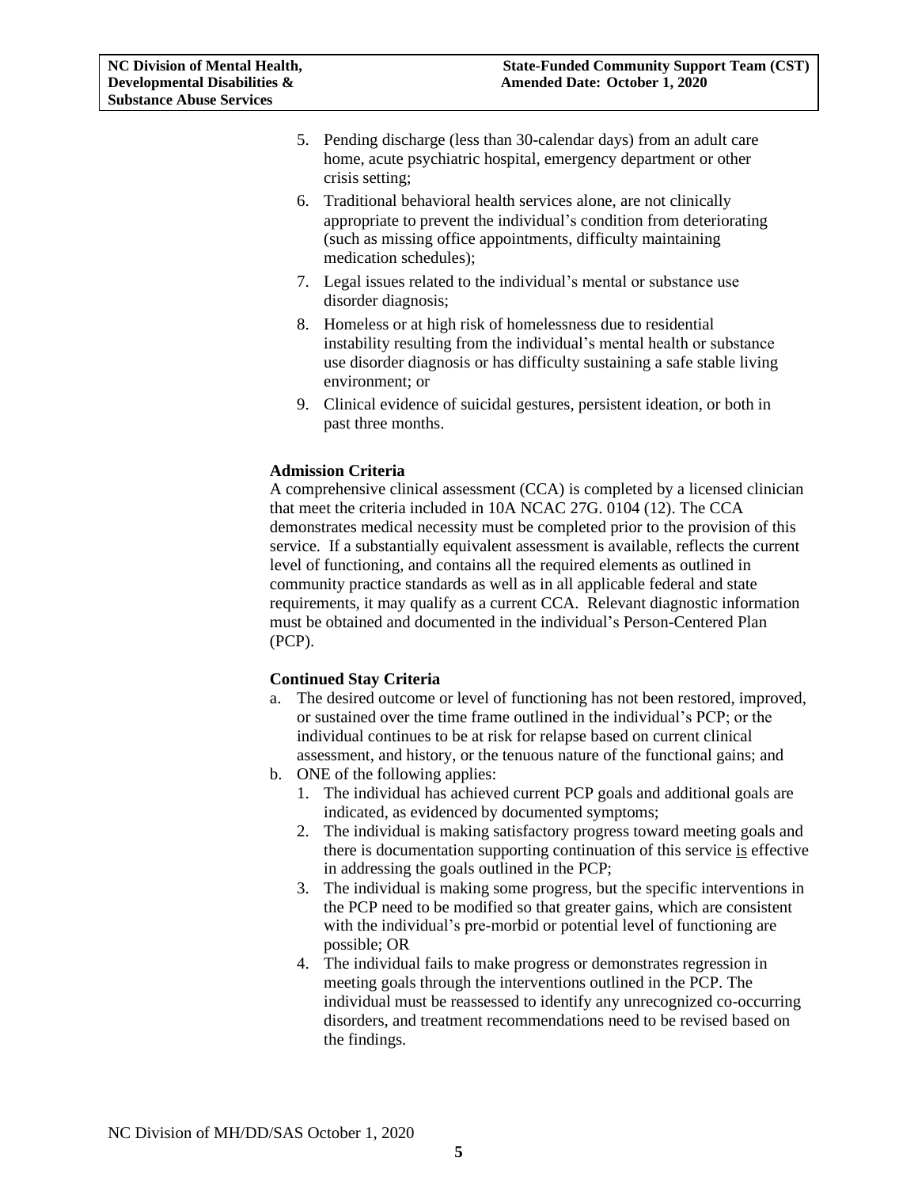5. Pending discharge (less than 30-calendar days) from an adult care home, acute psychiatric hospital, emergency department or other crisis setting;
6. Traditional behavioral health services alone, are not clinically appropriate to prevent the individual's condition from deteriorating (such as missing office appointments, difficulty maintaining medication schedules);
7. Legal issues related to the individual's mental or substance use disorder diagnosis;
8. Homeless or at high risk of homelessness due to residential instability resulting from the individual's mental health or substance use disorder diagnosis or has difficulty sustaining a safe stable living environment; or
9. Clinical evidence of suicidal gestures, persistent ideation, or both in past three months.

**Admission Criteria**

A comprehensive clinical assessment (CCA) is completed by a licensed clinician that meet the criteria included in 10A NCAC 27G. 0104 (12). The CCA demonstrates medical necessity must be completed prior to the provision of this service. If a substantially equivalent assessment is available, reflects the current level of functioning, and contains all the required elements as outlined in community practice standards as well as in all applicable federal and state requirements, it may qualify as a current CCA. Relevant diagnostic information must be obtained and documented in the individual's Person-Centered Plan (PCP).

**Continued Stay Criteria**

a. The desired outcome or level of functioning has not been restored, improved, or sustained over the time frame outlined in the individual's PCP; or the individual continues to be at risk for relapse based on current clinical assessment, and history, or the tenuous nature of the functional gains; and
b. ONE of the following applies:
   1. The individual has achieved current PCP goals and additional goals are indicated, as evidenced by documented symptoms;
   2. The individual is making satisfactory progress toward meeting goals and there is documentation supporting continuation of this service is effective in addressing the goals outlined in the PCP;
   3. The individual is making some progress, but the specific interventions in the PCP need to be modified so that greater gains, which are consistent with the individual's pre-morbid or potential level of functioning are possible; OR
   4. The individual fails to make progress or demonstrates regression in meeting goals through the interventions outlined in the PCP. The individual must be reassessed to identify any unrecognized co-occurring disorders, and treatment recommendations need to be revised based on the findings.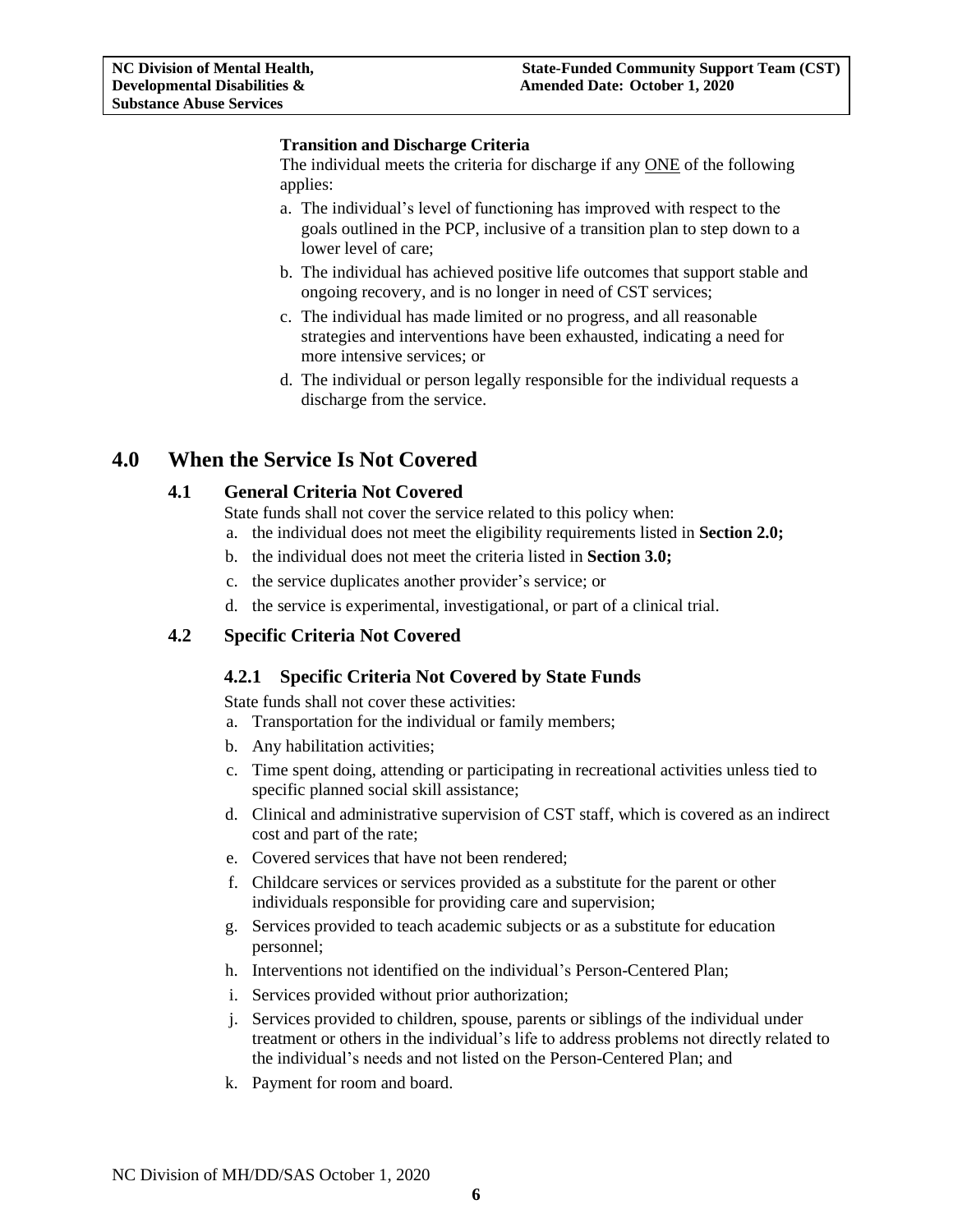**Transition and Discharge Criteria**

The individual meets the criteria for discharge if any <u>ONE</u> of the following applies:

a. The individual's level of functioning has improved with respect to the goals outlined in the PCP, inclusive of a transition plan to step down to a lower level of care;
b. The individual has achieved positive life outcomes that support stable and ongoing recovery, and is no longer in need of CST services;
c. The individual has made limited or no progress, and all reasonable strategies and interventions have been exhausted, indicating a need for more intensive services; or
d. The individual or person legally responsible for the individual requests a discharge from the service.

# 4.0 When the Service Is Not Covered

## 4.1 General Criteria Not Covered

State funds shall not cover the service related to this policy when:

a. the individual does not meet the eligibility requirements listed in **Section 2.0;**
b. the individual does not meet the criteria listed in **Section 3.0;**
c. the service duplicates another provider's service; or
d. the service is experimental, investigational, or part of a clinical trial.

## 4.2 Specific Criteria Not Covered

### 4.2.1 Specific Criteria Not Covered by State Funds

State funds shall not cover these activities:

a. Transportation for the individual or family members;
b. Any habilitation activities;
c. Time spent doing, attending or participating in recreational activities unless tied to specific planned social skill assistance;
d. Clinical and administrative supervision of CST staff, which is covered as an indirect cost and part of the rate;
e. Covered services that have not been rendered;
f. Childcare services or services provided as a substitute for the parent or other individuals responsible for providing care and supervision;
g. Services provided to teach academic subjects or as a substitute for education personnel;
h. Interventions not identified on the individual's Person-Centered Plan;
i. Services provided without prior authorization;
j. Services provided to children, spouse, parents or siblings of the individual under treatment or others in the individual's life to address problems not directly related to the individual's needs and not listed on the Person-Centered Plan; and
k. Payment for room and board.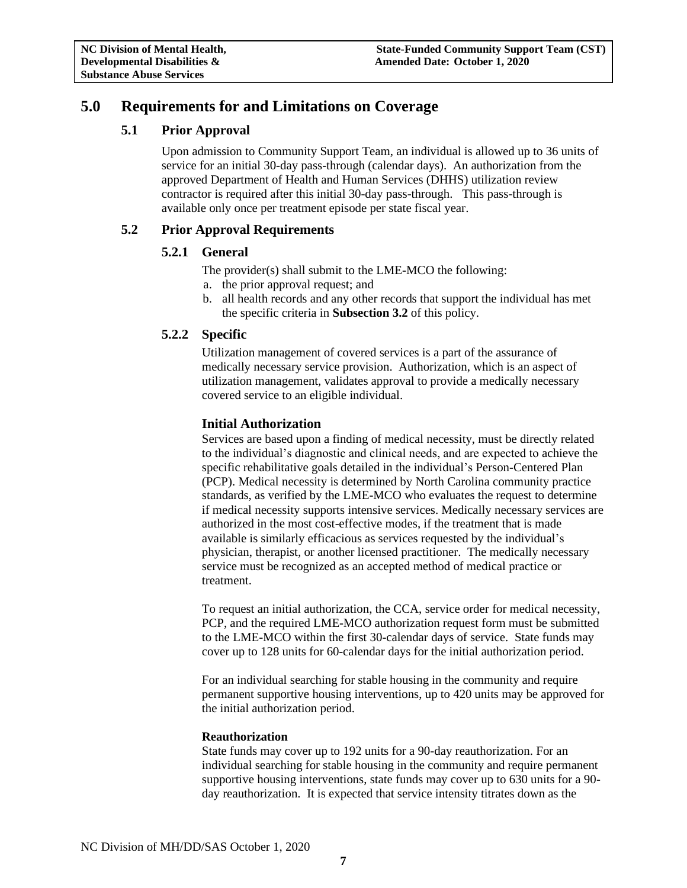# 5.0 Requirements for and Limitations on Coverage

## 5.1 Prior Approval

Upon admission to Community Support Team, an individual is allowed up to 36 units of service for an initial 30-day pass-through (calendar days). An authorization from the approved Department of Health and Human Services (DHHS) utilization review contractor is required after this initial 30-day pass-through. This pass-through is available only once per treatment episode per state fiscal year.

## 5.2 Prior Approval Requirements

### 5.2.1 General

The provider(s) shall submit to the LME-MCO the following:

a. the prior approval request; and
b. all health records and any other records that support the individual has met the specific criteria in **Subsection 3.2** of this policy.

### 5.2.2 Specific

Utilization management of covered services is a part of the assurance of medically necessary service provision. Authorization, which is an aspect of utilization management, validates approval to provide a medically necessary covered service to an eligible individual.

#### Initial Authorization

Services are based upon a finding of medical necessity, must be directly related to the individual's diagnostic and clinical needs, and are expected to achieve the specific rehabilitative goals detailed in the individual's Person-Centered Plan (PCP). Medical necessity is determined by North Carolina community practice standards, as verified by the LME-MCO who evaluates the request to determine if medical necessity supports intensive services. Medically necessary services are authorized in the most cost-effective modes, if the treatment that is made available is similarly efficacious as services requested by the individual's physician, therapist, or another licensed practitioner. The medically necessary service must be recognized as an accepted method of medical practice or treatment.

To request an initial authorization, the CCA, service order for medical necessity, PCP, and the required LME-MCO authorization request form must be submitted to the LME-MCO within the first 30-calendar days of service. State funds may cover up to 128 units for 60-calendar days for the initial authorization period.

For an individual searching for stable housing in the community and require permanent supportive housing interventions, up to 420 units may be approved for the initial authorization period.

**Reauthorization**

State funds may cover up to 192 units for a 90-day reauthorization. For an individual searching for stable housing in the community and require permanent supportive housing interventions, state funds may cover up to 630 units for a 90-day reauthorization. It is expected that service intensity titrates down as the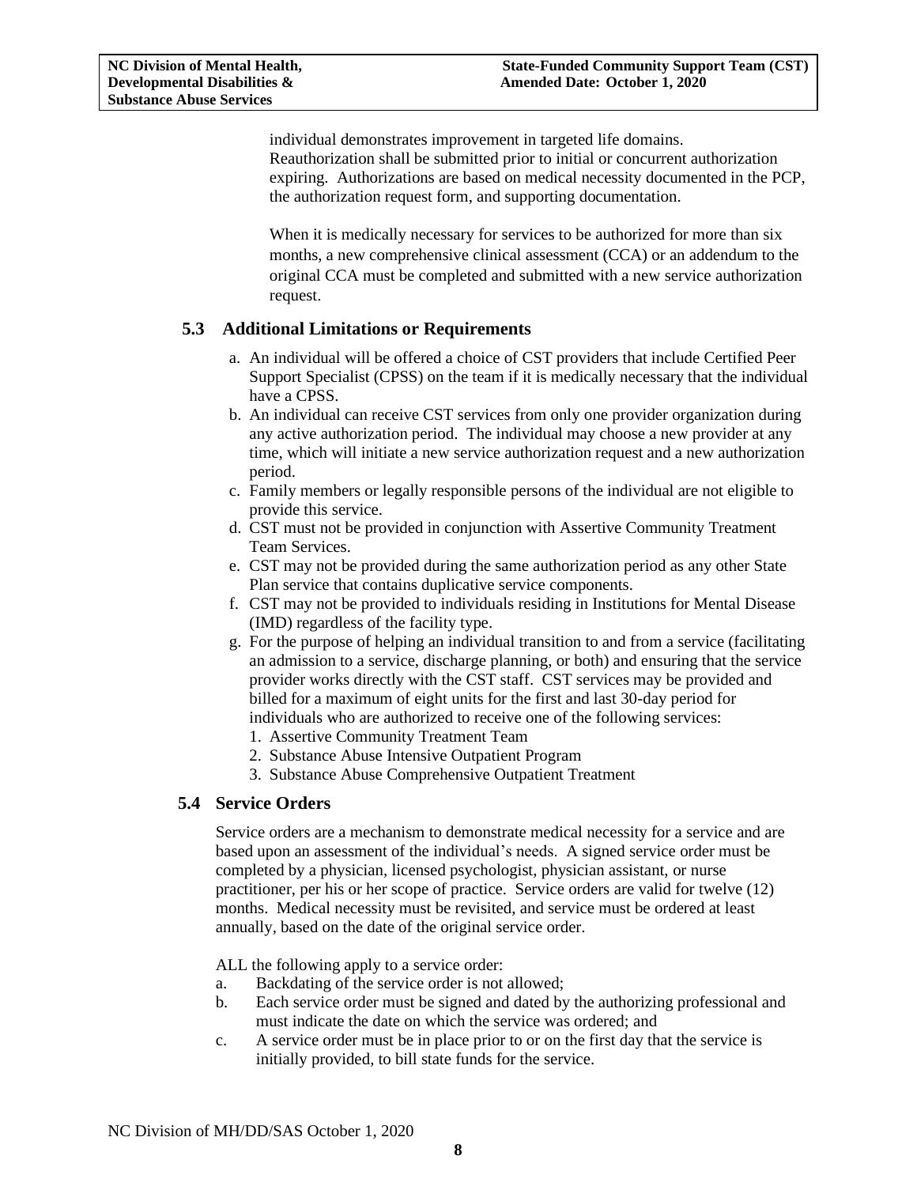individual demonstrates improvement in targeted life domains. Reauthorization shall be submitted prior to initial or concurrent authorization expiring. Authorizations are based on medical necessity documented in the PCP, the authorization request form, and supporting documentation.

When it is medically necessary for services to be authorized for more than six months, a new comprehensive clinical assessment (CCA) or an addendum to the original CCA must be completed and submitted with a new service authorization request.

### 5.3 Additional Limitations or Requirements

a. An individual will be offered a choice of CST providers that include Certified Peer Support Specialist (CPSS) on the team if it is medically necessary that the individual have a CPSS.
b. An individual can receive CST services from only one provider organization during any active authorization period. The individual may choose a new provider at any time, which will initiate a new service authorization request and a new authorization period.
c. Family members or legally responsible persons of the individual are not eligible to provide this service.
d. CST must not be provided in conjunction with Assertive Community Treatment Team Services.
e. CST may not be provided during the same authorization period as any other State Plan service that contains duplicative service components.
f. CST may not be provided to individuals residing in Institutions for Mental Disease (IMD) regardless of the facility type.
g. For the purpose of helping an individual transition to and from a service (facilitating an admission to a service, discharge planning, or both) and ensuring that the service provider works directly with the CST staff. CST services may be provided and billed for a maximum of eight units for the first and last 30-day period for individuals who are authorized to receive one of the following services:
   1. Assertive Community Treatment Team
   2. Substance Abuse Intensive Outpatient Program
   3. Substance Abuse Comprehensive Outpatient Treatment

### 5.4 Service Orders

Service orders are a mechanism to demonstrate medical necessity for a service and are based upon an assessment of the individual's needs. A signed service order must be completed by a physician, licensed psychologist, physician assistant, or nurse practitioner, per his or her scope of practice. Service orders are valid for twelve (12) months. Medical necessity must be revisited, and service must be ordered at least annually, based on the date of the original service order.

ALL the following apply to a service order:

a. Backdating of the service order is not allowed;
b. Each service order must be signed and dated by the authorizing professional and must indicate the date on which the service was ordered; and
c. A service order must be in place prior to or on the first day that the service is initially provided, to bill state funds for the service.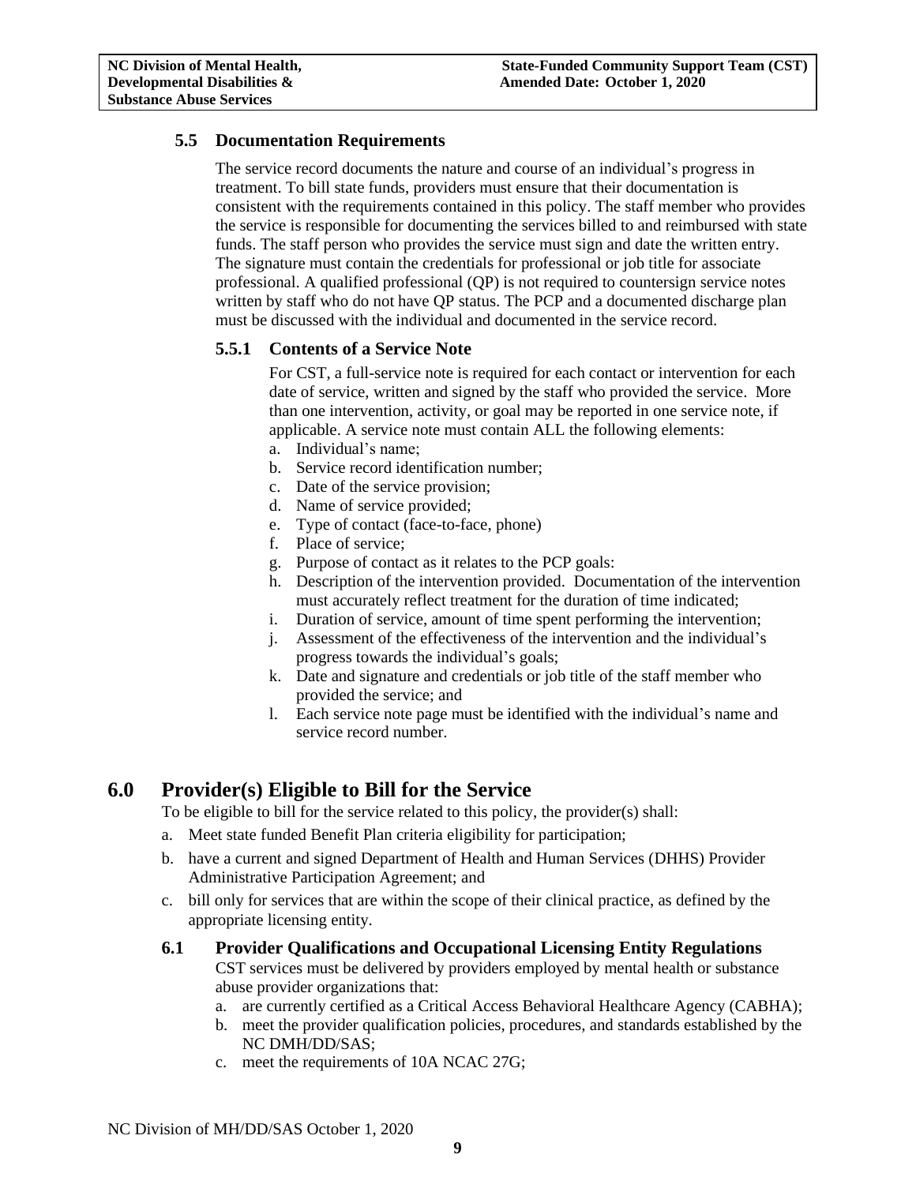### 5.5 Documentation Requirements

The service record documents the nature and course of an individual's progress in treatment. To bill state funds, providers must ensure that their documentation is consistent with the requirements contained in this policy. The staff member who provides the service is responsible for documenting the services billed to and reimbursed with state funds. The staff person who provides the service must sign and date the written entry. The signature must contain the credentials for professional or job title for associate professional. A qualified professional (QP) is not required to countersign service notes written by staff who do not have QP status. The PCP and a documented discharge plan must be discussed with the individual and documented in the service record.

#### 5.5.1 Contents of a Service Note

For CST, a full-service note is required for each contact or intervention for each date of service, written and signed by the staff who provided the service. More than one intervention, activity, or goal may be reported in one service note, if applicable. A service note must contain ALL the following elements:

a. Individual's name;
b. Service record identification number;
c. Date of the service provision;
d. Name of service provided;
e. Type of contact (face-to-face, phone)
f. Place of service;
g. Purpose of contact as it relates to the PCP goals:
h. Description of the intervention provided. Documentation of the intervention must accurately reflect treatment for the duration of time indicated;
i. Duration of service, amount of time spent performing the intervention;
j. Assessment of the effectiveness of the intervention and the individual's progress towards the individual's goals;
k. Date and signature and credentials or job title of the staff member who provided the service; and
l. Each service note page must be identified with the individual's name and service record number.

## 6.0 Provider(s) Eligible to Bill for the Service

To be eligible to bill for the service related to this policy, the provider(s) shall:

a. Meet state funded Benefit Plan criteria eligibility for participation;
b. have a current and signed Department of Health and Human Services (DHHS) Provider Administrative Participation Agreement; and
c. bill only for services that are within the scope of their clinical practice, as defined by the appropriate licensing entity.

### 6.1 Provider Qualifications and Occupational Licensing Entity Regulations

CST services must be delivered by providers employed by mental health or substance abuse provider organizations that:

a. are currently certified as a Critical Access Behavioral Healthcare Agency (CABHA);
b. meet the provider qualification policies, procedures, and standards established by the NC DMH/DD/SAS;
c. meet the requirements of 10A NCAC 27G;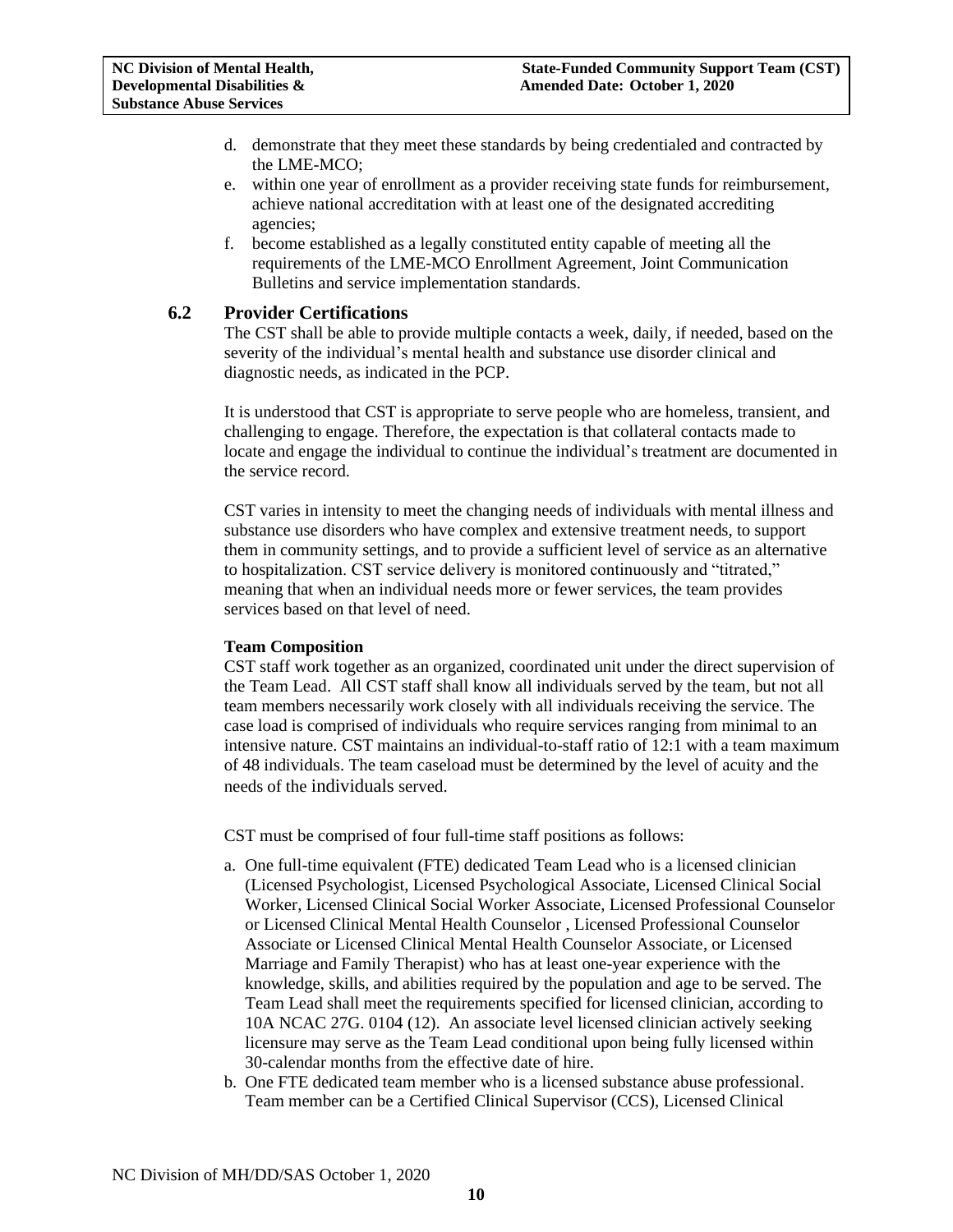d. demonstrate that they meet these standards by being credentialed and contracted by the LME-MCO;
e. within one year of enrollment as a provider receiving state funds for reimbursement, achieve national accreditation with at least one of the designated accrediting agencies;
f. become established as a legally constituted entity capable of meeting all the requirements of the LME-MCO Enrollment Agreement, Joint Communication Bulletins and service implementation standards.

## 6.2 Provider Certifications

The CST shall be able to provide multiple contacts a week, daily, if needed, based on the severity of the individual's mental health and substance use disorder clinical and diagnostic needs, as indicated in the PCP.

It is understood that CST is appropriate to serve people who are homeless, transient, and challenging to engage. Therefore, the expectation is that collateral contacts made to locate and engage the individual to continue the individual's treatment are documented in the service record.

CST varies in intensity to meet the changing needs of individuals with mental illness and substance use disorders who have complex and extensive treatment needs, to support them in community settings, and to provide a sufficient level of service as an alternative to hospitalization. CST service delivery is monitored continuously and "titrated," meaning that when an individual needs more or fewer services, the team provides services based on that level of need.

**Team Composition**

CST staff work together as an organized, coordinated unit under the direct supervision of the Team Lead. All CST staff shall know all individuals served by the team, but not all team members necessarily work closely with all individuals receiving the service. The case load is comprised of individuals who require services ranging from minimal to an intensive nature. CST maintains an individual-to-staff ratio of 12:1 with a team maximum of 48 individuals. The team caseload must be determined by the level of acuity and the needs of the individuals served.

CST must be comprised of four full-time staff positions as follows:

a. One full-time equivalent (FTE) dedicated Team Lead who is a licensed clinician (Licensed Psychologist, Licensed Psychological Associate, Licensed Clinical Social Worker, Licensed Clinical Social Worker Associate, Licensed Professional Counselor or Licensed Clinical Mental Health Counselor , Licensed Professional Counselor Associate or Licensed Clinical Mental Health Counselor Associate, or Licensed Marriage and Family Therapist) who has at least one-year experience with the knowledge, skills, and abilities required by the population and age to be served. The Team Lead shall meet the requirements specified for licensed clinician, according to 10A NCAC 27G. 0104 (12). An associate level licensed clinician actively seeking licensure may serve as the Team Lead conditional upon being fully licensed within 30-calendar months from the effective date of hire.
b. One FTE dedicated team member who is a licensed substance abuse professional. Team member can be a Certified Clinical Supervisor (CCS), Licensed Clinical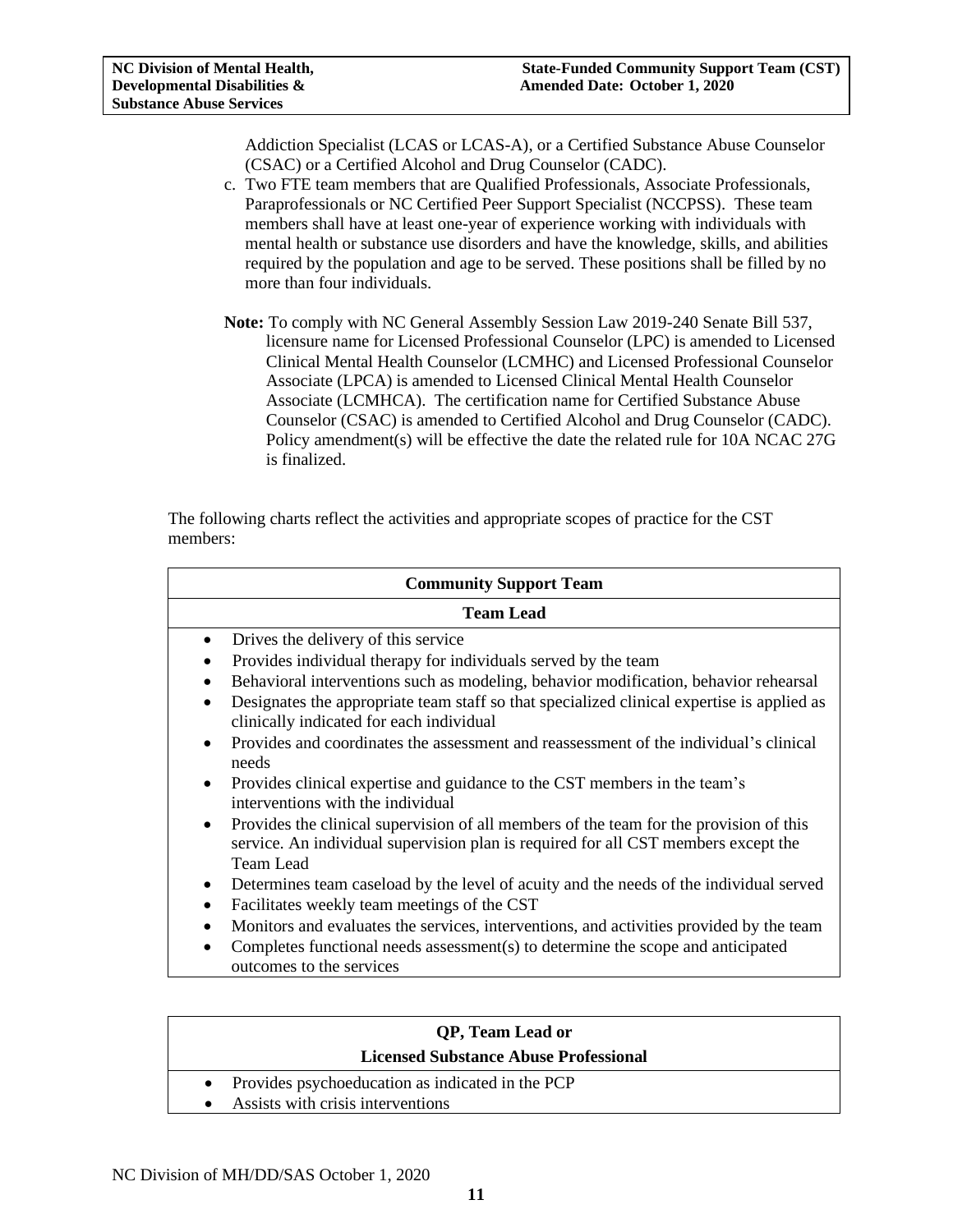Addiction Specialist (LCAS or LCAS-A), or a Certified Substance Abuse Counselor (CSAC) or a Certified Alcohol and Drug Counselor (CADC).

c. Two FTE team members that are Qualified Professionals, Associate Professionals, Paraprofessionals or NC Certified Peer Support Specialist (NCCPSS). These team members shall have at least one-year of experience working with individuals with mental health or substance use disorders and have the knowledge, skills, and abilities required by the population and age to be served. These positions shall be filled by no more than four individuals.

**Note:** To comply with NC General Assembly Session Law 2019-240 Senate Bill 537, licensure name for Licensed Professional Counselor (LPC) is amended to Licensed Clinical Mental Health Counselor (LCMHC) and Licensed Professional Counselor Associate (LPCA) is amended to Licensed Clinical Mental Health Counselor Associate (LCMHCA). The certification name for Certified Substance Abuse Counselor (CSAC) is amended to Certified Alcohol and Drug Counselor (CADC). Policy amendment(s) will be effective the date the related rule for 10A NCAC 27G is finalized.

The following charts reflect the activities and appropriate scopes of practice for the CST members:

| **Community Support Team** |
|---|
| **Team Lead** |
| • Drives the delivery of this service<br>• Provides individual therapy for individuals served by the team<br>• Behavioral interventions such as modeling, behavior modification, behavior rehearsal<br>• Designates the appropriate team staff so that specialized clinical expertise is applied as clinically indicated for each individual<br>• Provides and coordinates the assessment and reassessment of the individual's clinical needs<br>• Provides clinical expertise and guidance to the CST members in the team's interventions with the individual<br>• Provides the clinical supervision of all members of the team for the provision of this service. An individual supervision plan is required for all CST members except the Team Lead<br>• Determines team caseload by the level of acuity and the needs of the individual served<br>• Facilitates weekly team meetings of the CST<br>• Monitors and evaluates the services, interventions, and activities provided by the team<br>• Completes functional needs assessment(s) to determine the scope and anticipated outcomes to the services |

| **QP, Team Lead or Licensed Substance Abuse Professional** |
|---|
| • Provides psychoeducation as indicated in the PCP<br>• Assists with crisis interventions |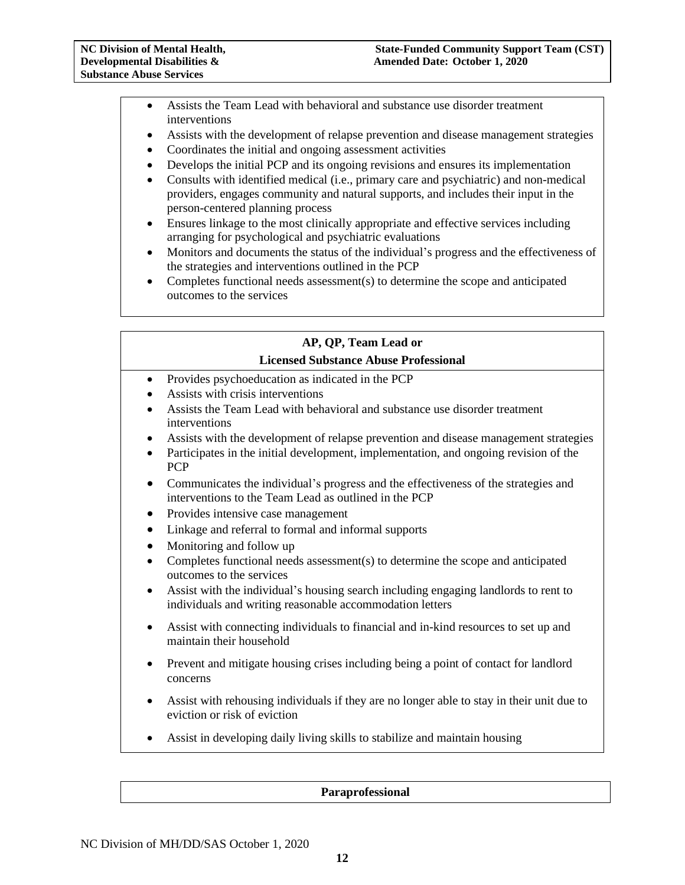- Assists the Team Lead with behavioral and substance use disorder treatment interventions
- Assists with the development of relapse prevention and disease management strategies
- Coordinates the initial and ongoing assessment activities
- Develops the initial PCP and its ongoing revisions and ensures its implementation
- Consults with identified medical (i.e., primary care and psychiatric) and non-medical providers, engages community and natural supports, and includes their input in the person-centered planning process
- Ensures linkage to the most clinically appropriate and effective services including arranging for psychological and psychiatric evaluations
- Monitors and documents the status of the individual's progress and the effectiveness of the strategies and interventions outlined in the PCP
- Completes functional needs assessment(s) to determine the scope and anticipated outcomes to the services

**AP, QP, Team Lead or Licensed Substance Abuse Professional**

- Provides psychoeducation as indicated in the PCP
- Assists with crisis interventions
- Assists the Team Lead with behavioral and substance use disorder treatment interventions
- Assists with the development of relapse prevention and disease management strategies
- Participates in the initial development, implementation, and ongoing revision of the PCP
- Communicates the individual's progress and the effectiveness of the strategies and interventions to the Team Lead as outlined in the PCP
- Provides intensive case management
- Linkage and referral to formal and informal supports
- Monitoring and follow up
- Completes functional needs assessment(s) to determine the scope and anticipated outcomes to the services
- Assist with the individual's housing search including engaging landlords to rent to individuals and writing reasonable accommodation letters
- Assist with connecting individuals to financial and in-kind resources to set up and maintain their household
- Prevent and mitigate housing crises including being a point of contact for landlord concerns
- Assist with rehousing individuals if they are no longer able to stay in their unit due to eviction or risk of eviction
- Assist in developing daily living skills to stabilize and maintain housing

**Paraprofessional**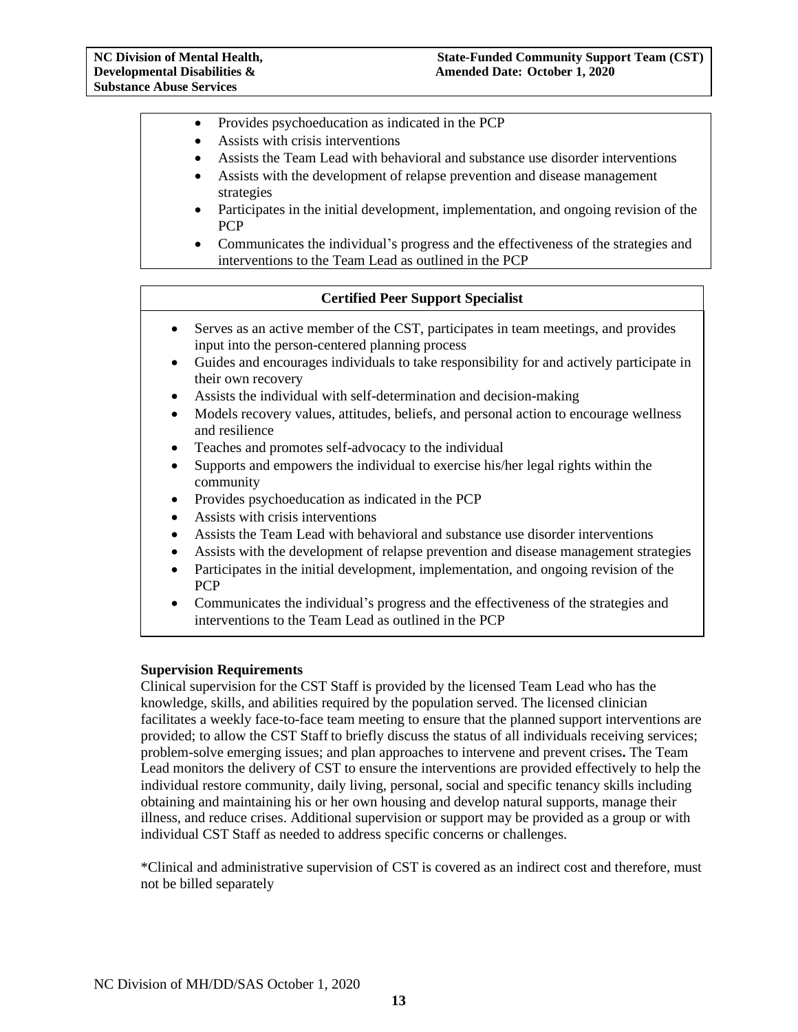- Provides psychoeducation as indicated in the PCP
- Assists with crisis interventions
- Assists the Team Lead with behavioral and substance use disorder interventions
- Assists with the development of relapse prevention and disease management strategies
- Participates in the initial development, implementation, and ongoing revision of the PCP
- Communicates the individual's progress and the effectiveness of the strategies and interventions to the Team Lead as outlined in the PCP

| **Certified Peer Support Specialist** |
|---|
| • Serves as an active member of the CST, participates in team meetings, and provides input into the person-centered planning process<br>• Guides and encourages individuals to take responsibility for and actively participate in their own recovery<br>• Assists the individual with self-determination and decision-making<br>• Models recovery values, attitudes, beliefs, and personal action to encourage wellness and resilience<br>• Teaches and promotes self-advocacy to the individual<br>• Supports and empowers the individual to exercise his/her legal rights within the community<br>• Provides psychoeducation as indicated in the PCP<br>• Assists with crisis interventions<br>• Assists the Team Lead with behavioral and substance use disorder interventions<br>• Assists with the development of relapse prevention and disease management strategies<br>• Participates in the initial development, implementation, and ongoing revision of the PCP<br>• Communicates the individual's progress and the effectiveness of the strategies and interventions to the Team Lead as outlined in the PCP |

**Supervision Requirements**

Clinical supervision for the CST Staff is provided by the licensed Team Lead who has the knowledge, skills, and abilities required by the population served. The licensed clinician facilitates a weekly face-to-face team meeting to ensure that the planned support interventions are provided; to allow the CST Staff to briefly discuss the status of all individuals receiving services; problem-solve emerging issues; and plan approaches to intervene and prevent crises**.** The Team Lead monitors the delivery of CST to ensure the interventions are provided effectively to help the individual restore community, daily living, personal, social and specific tenancy skills including obtaining and maintaining his or her own housing and develop natural supports, manage their illness, and reduce crises. Additional supervision or support may be provided as a group or with individual CST Staff as needed to address specific concerns or challenges.

*Clinical and administrative supervision of CST is covered as an indirect cost and therefore, must not be billed separately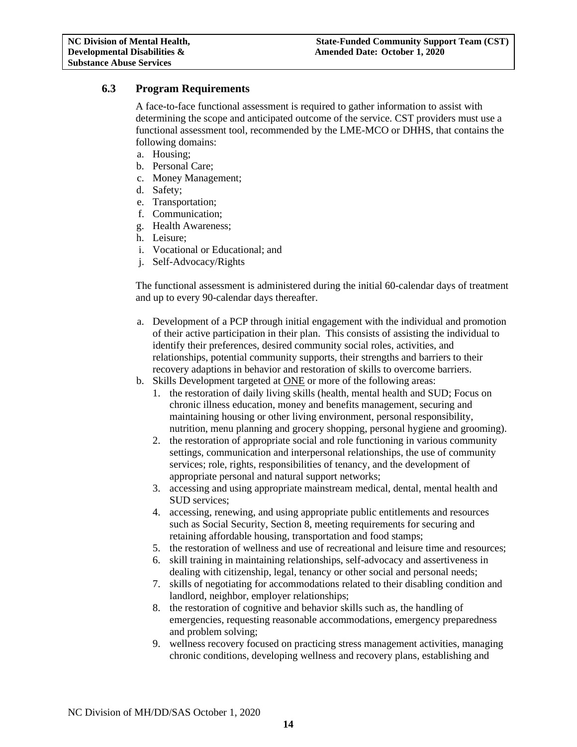### 6.3 Program Requirements

A face-to-face functional assessment is required to gather information to assist with determining the scope and anticipated outcome of the service. CST providers must use a functional assessment tool, recommended by the LME-MCO or DHHS, that contains the following domains:

a. Housing;
b. Personal Care;
c. Money Management;
d. Safety;
e. Transportation;
f. Communication;
g. Health Awareness;
h. Leisure;
i. Vocational or Educational; and
j. Self-Advocacy/Rights

The functional assessment is administered during the initial 60-calendar days of treatment and up to every 90-calendar days thereafter.

a. Development of a PCP through initial engagement with the individual and promotion of their active participation in their plan. This consists of assisting the individual to identify their preferences, desired community social roles, activities, and relationships, potential community supports, their strengths and barriers to their recovery adaptions in behavior and restoration of skills to overcome barriers.
b. Skills Development targeted at ONE or more of the following areas:
    1. the restoration of daily living skills (health, mental health and SUD; Focus on chronic illness education, money and benefits management, securing and maintaining housing or other living environment, personal responsibility, nutrition, menu planning and grocery shopping, personal hygiene and grooming).
    2. the restoration of appropriate social and role functioning in various community settings, communication and interpersonal relationships, the use of community services; role, rights, responsibilities of tenancy, and the development of appropriate personal and natural support networks;
    3. accessing and using appropriate mainstream medical, dental, mental health and SUD services;
    4. accessing, renewing, and using appropriate public entitlements and resources such as Social Security, Section 8, meeting requirements for securing and retaining affordable housing, transportation and food stamps;
    5. the restoration of wellness and use of recreational and leisure time and resources;
    6. skill training in maintaining relationships, self-advocacy and assertiveness in dealing with citizenship, legal, tenancy or other social and personal needs;
    7. skills of negotiating for accommodations related to their disabling condition and landlord, neighbor, employer relationships;
    8. the restoration of cognitive and behavior skills such as, the handling of emergencies, requesting reasonable accommodations, emergency preparedness and problem solving;
    9. wellness recovery focused on practicing stress management activities, managing chronic conditions, developing wellness and recovery plans, establishing and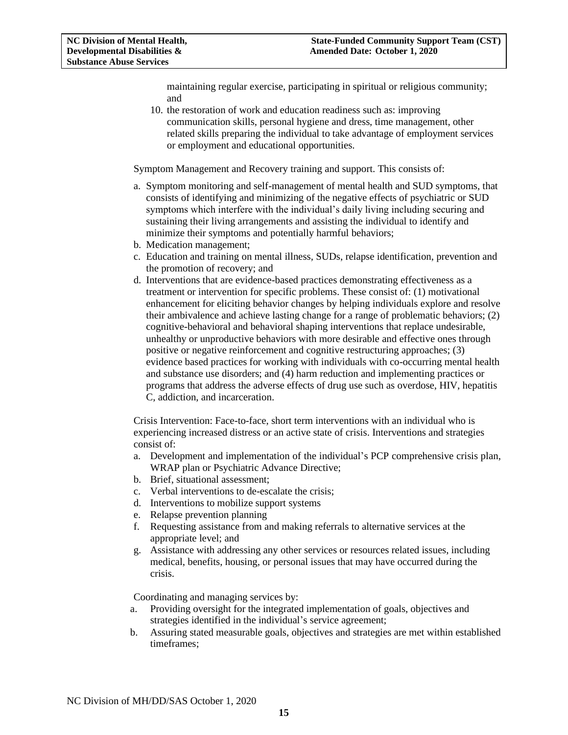maintaining regular exercise, participating in spiritual or religious community; and

10. the restoration of work and education readiness such as: improving communication skills, personal hygiene and dress, time management, other related skills preparing the individual to take advantage of employment services or employment and educational opportunities.

Symptom Management and Recovery training and support. This consists of:

a. Symptom monitoring and self-management of mental health and SUD symptoms, that consists of identifying and minimizing of the negative effects of psychiatric or SUD symptoms which interfere with the individual's daily living including securing and sustaining their living arrangements and assisting the individual to identify and minimize their symptoms and potentially harmful behaviors;
b. Medication management;
c. Education and training on mental illness, SUDs, relapse identification, prevention and the promotion of recovery; and
d. Interventions that are evidence-based practices demonstrating effectiveness as a treatment or intervention for specific problems. These consist of: (1) motivational enhancement for eliciting behavior changes by helping individuals explore and resolve their ambivalence and achieve lasting change for a range of problematic behaviors; (2) cognitive-behavioral and behavioral shaping interventions that replace undesirable, unhealthy or unproductive behaviors with more desirable and effective ones through positive or negative reinforcement and cognitive restructuring approaches; (3) evidence based practices for working with individuals with co-occurring mental health and substance use disorders; and (4) harm reduction and implementing practices or programs that address the adverse effects of drug use such as overdose, HIV, hepatitis C, addiction, and incarceration.

Crisis Intervention: Face-to-face, short term interventions with an individual who is experiencing increased distress or an active state of crisis. Interventions and strategies consist of:

a. Development and implementation of the individual's PCP comprehensive crisis plan, WRAP plan or Psychiatric Advance Directive;
b. Brief, situational assessment;
c. Verbal interventions to de-escalate the crisis;
d. Interventions to mobilize support systems
e. Relapse prevention planning
f. Requesting assistance from and making referrals to alternative services at the appropriate level; and
g. Assistance with addressing any other services or resources related issues, including medical, benefits, housing, or personal issues that may have occurred during the crisis.

Coordinating and managing services by:

a. Providing oversight for the integrated implementation of goals, objectives and strategies identified in the individual's service agreement;
b. Assuring stated measurable goals, objectives and strategies are met within established timeframes;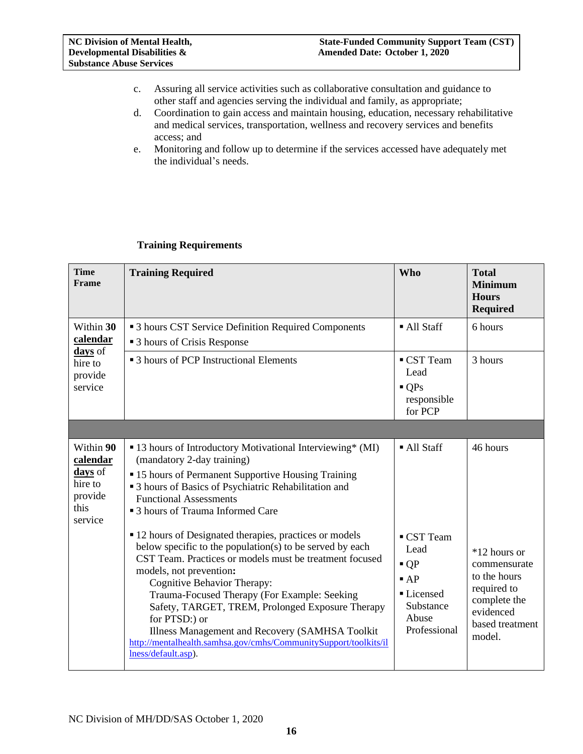c. Assuring all service activities such as collaborative consultation and guidance to other staff and agencies serving the individual and family, as appropriate;
d. Coordination to gain access and maintain housing, education, necessary rehabilitative and medical services, transportation, wellness and recovery services and benefits access; and
e. Monitoring and follow up to determine if the services accessed have adequately met the individual's needs.

### Training Requirements

| Time Frame | Training Required | Who | Total Minimum Hours Required |
|---|---|---|---|
| Within **30 calendar days** of hire to provide service | ▪ 3 hours CST Service Definition Required Components<br>▪ 3 hours of Crisis Response | ▪ All Staff | 6 hours |
| | ▪ 3 hours of PCP Instructional Elements | ▪ CST Team Lead<br>▪ QPs responsible for PCP | 3 hours |
| | | | |
| Within **90 calendar days** of hire to provide this service | ▪ 13 hours of Introductory Motivational Interviewing* (MI) (mandatory 2-day training)<br>▪ 15 hours of Permanent Supportive Housing Training<br>▪ 3 hours of Basics of Psychiatric Rehabilitation and Functional Assessments<br>▪ 3 hours of Trauma Informed Care | ▪ All Staff | 46 hours |
| | ▪ 12 hours of Designated therapies, practices or models below specific to the population(s) to be served by each CST Team. Practices or models must be treatment focused models, not prevention**:**<br>Cognitive Behavior Therapy:<br>Trauma-Focused Therapy (For Example: Seeking Safety, TARGET, TREM, Prolonged Exposure Therapy for PTSD:) or<br>Illness Management and Recovery (SAMHSA Toolkit http://mentalhealth.samhsa.gov/cmhs/CommunitySupport/toolkits/illness/default.asp). | ▪ CST Team Lead<br>▪ QP<br>▪ AP<br>▪ Licensed Substance Abuse Professional | *12 hours or commensurate to the hours required to complete the evidenced based treatment model. |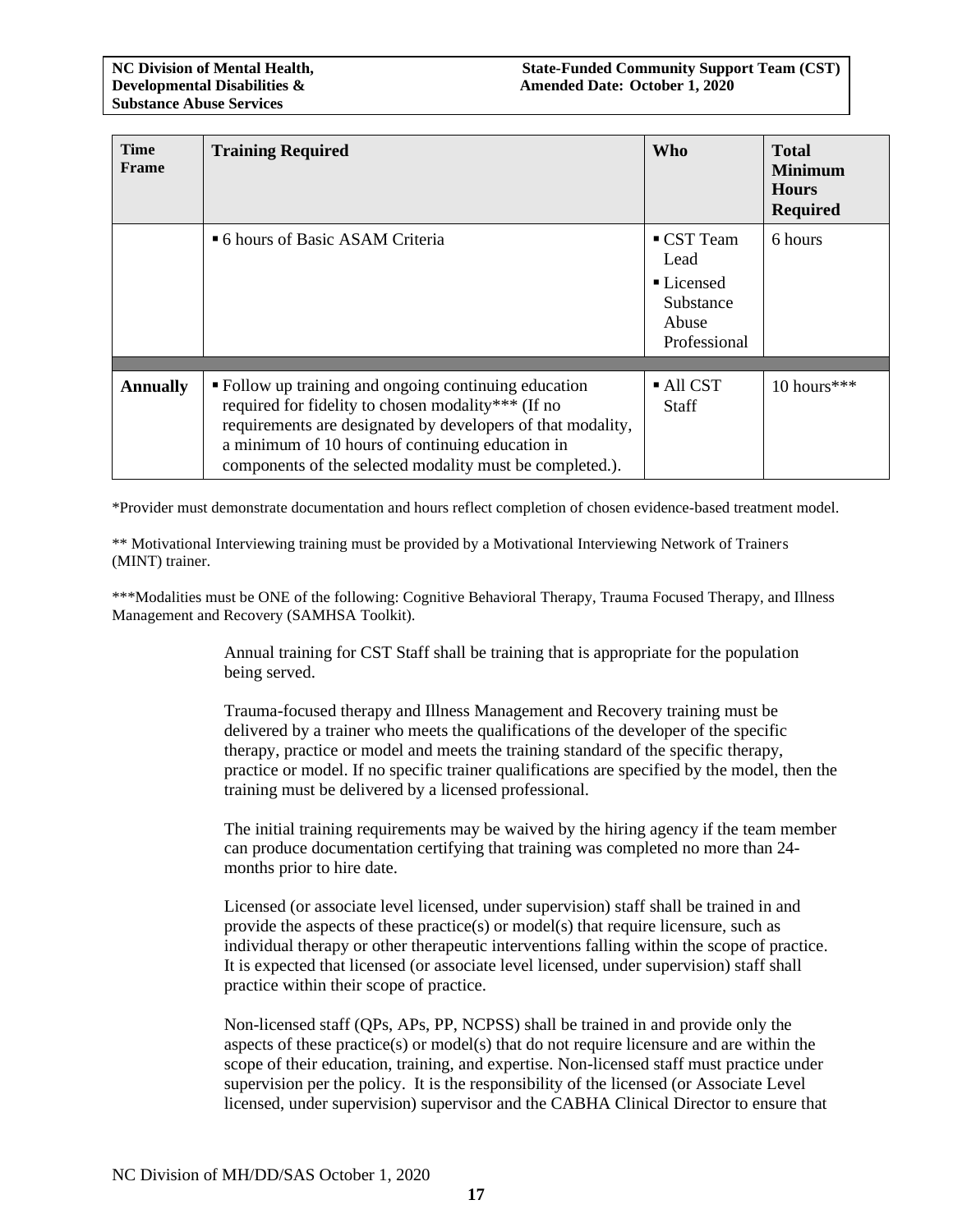| Time Frame | Training Required | Who | Total Minimum Hours Required |
|---|---|---|---|
| | ▪ 6 hours of Basic ASAM Criteria | ▪ CST Team Lead<br>▪ Licensed Substance Abuse Professional | 6 hours |
| | | | |
| **Annually** | ▪ Follow up training and ongoing continuing education required for fidelity to chosen modality*** (If no requirements are designated by developers of that modality, a minimum of 10 hours of continuing education in components of the selected modality must be completed.). | ▪ All CST Staff | 10 hours*** |

*Provider must demonstrate documentation and hours reflect completion of chosen evidence-based treatment model.

** Motivational Interviewing training must be provided by a Motivational Interviewing Network of Trainers (MINT) trainer.

***Modalities must be ONE of the following: Cognitive Behavioral Therapy, Trauma Focused Therapy, and Illness Management and Recovery (SAMHSA Toolkit).

Annual training for CST Staff shall be training that is appropriate for the population being served.

Trauma-focused therapy and Illness Management and Recovery training must be delivered by a trainer who meets the qualifications of the developer of the specific therapy, practice or model and meets the training standard of the specific therapy, practice or model. If no specific trainer qualifications are specified by the model, then the training must be delivered by a licensed professional.

The initial training requirements may be waived by the hiring agency if the team member can produce documentation certifying that training was completed no more than 24-months prior to hire date.

Licensed (or associate level licensed, under supervision) staff shall be trained in and provide the aspects of these practice(s) or model(s) that require licensure, such as individual therapy or other therapeutic interventions falling within the scope of practice. It is expected that licensed (or associate level licensed, under supervision) staff shall practice within their scope of practice.

Non-licensed staff (QPs, APs, PP, NCPSS) shall be trained in and provide only the aspects of these practice(s) or model(s) that do not require licensure and are within the scope of their education, training, and expertise. Non-licensed staff must practice under supervision per the policy. It is the responsibility of the licensed (or Associate Level licensed, under supervision) supervisor and the CABHA Clinical Director to ensure that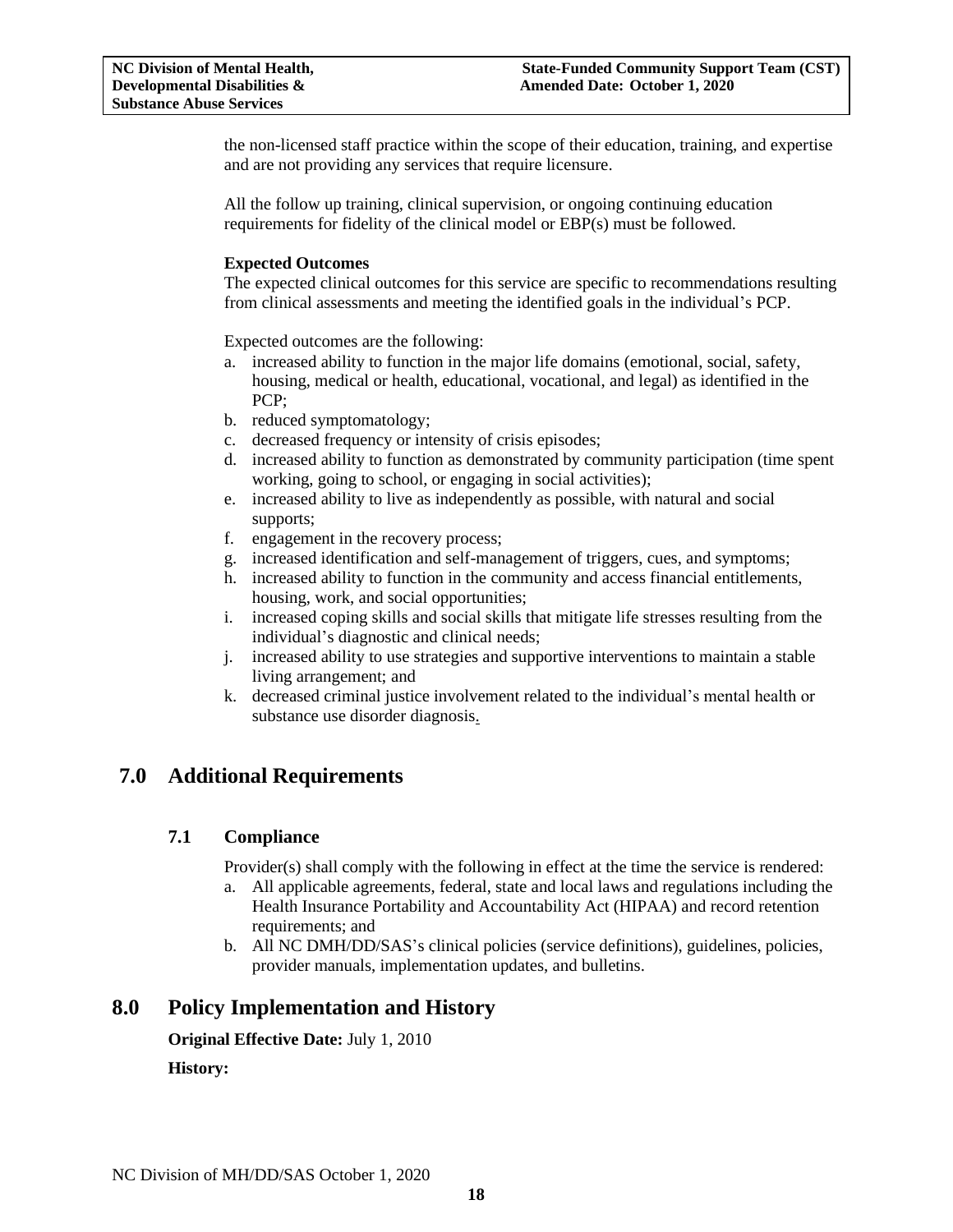the non-licensed staff practice within the scope of their education, training, and expertise and are not providing any services that require licensure.

All the follow up training, clinical supervision, or ongoing continuing education requirements for fidelity of the clinical model or EBP(s) must be followed.

**Expected Outcomes**

The expected clinical outcomes for this service are specific to recommendations resulting from clinical assessments and meeting the identified goals in the individual's PCP.

Expected outcomes are the following:

a. increased ability to function in the major life domains (emotional, social, safety, housing, medical or health, educational, vocational, and legal) as identified in the PCP;
b. reduced symptomatology;
c. decreased frequency or intensity of crisis episodes;
d. increased ability to function as demonstrated by community participation (time spent working, going to school, or engaging in social activities);
e. increased ability to live as independently as possible, with natural and social supports;
f. engagement in the recovery process;
g. increased identification and self-management of triggers, cues, and symptoms;
h. increased ability to function in the community and access financial entitlements, housing, work, and social opportunities;
i. increased coping skills and social skills that mitigate life stresses resulting from the individual's diagnostic and clinical needs;
j. increased ability to use strategies and supportive interventions to maintain a stable living arrangement; and
k. decreased criminal justice involvement related to the individual's mental health or substance use disorder diagnosis.

# 7.0 Additional Requirements

## 7.1 Compliance

Provider(s) shall comply with the following in effect at the time the service is rendered:

a. All applicable agreements, federal, state and local laws and regulations including the Health Insurance Portability and Accountability Act (HIPAA) and record retention requirements; and
b. All NC DMH/DD/SAS's clinical policies (service definitions), guidelines, policies, provider manuals, implementation updates, and bulletins.

# 8.0 Policy Implementation and History

**Original Effective Date:** July 1, 2010

**History:**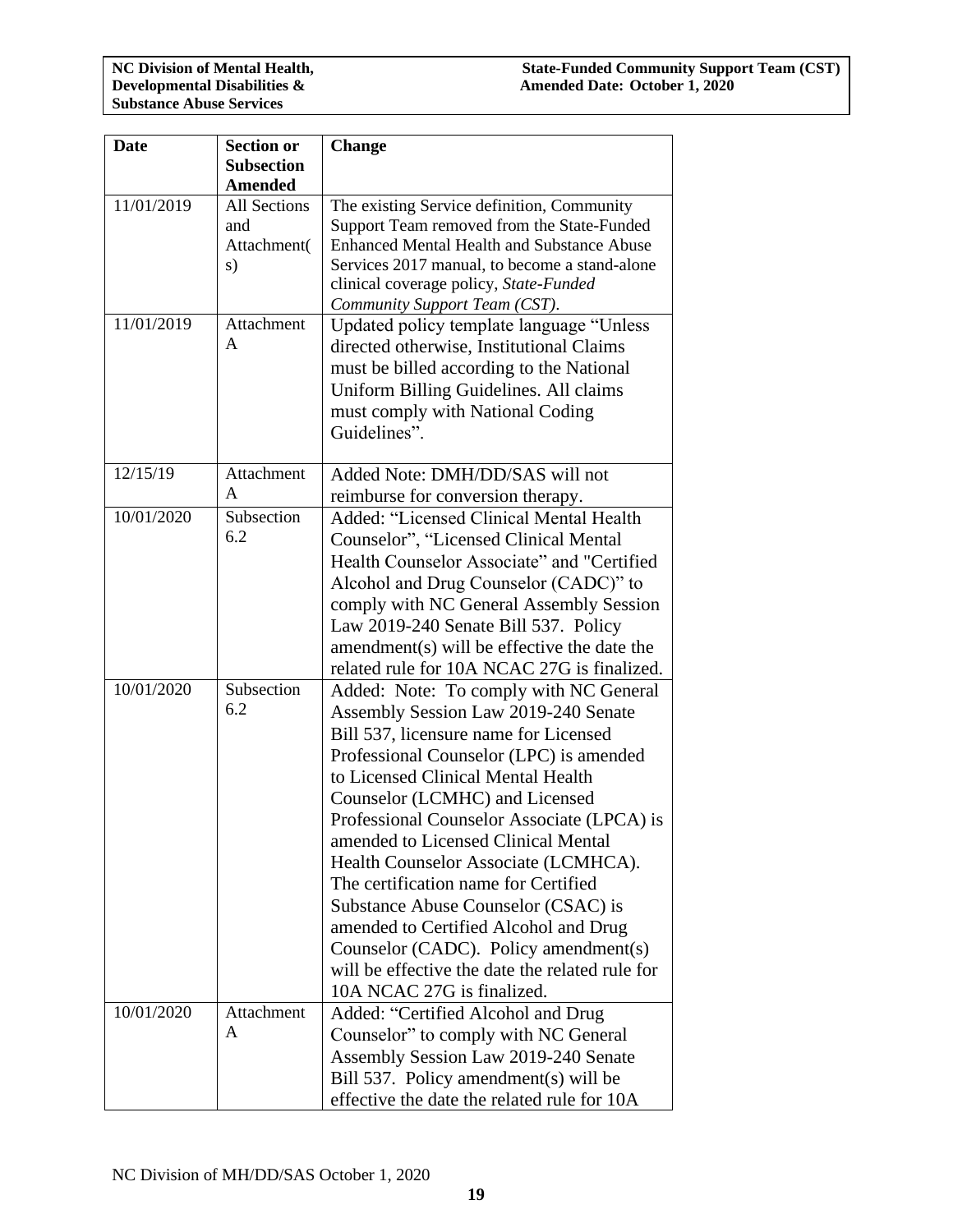| Date | Section or Subsection Amended | Change |
|---|---|---|
| 11/01/2019 | All Sections and Attachment(s) | The existing Service definition, Community Support Team removed from the State-Funded Enhanced Mental Health and Substance Abuse Services 2017 manual, to become a stand-alone clinical coverage policy, *State-Funded Community Support Team (CST)*. |
| 11/01/2019 | Attachment A | Updated policy template language "Unless directed otherwise, Institutional Claims must be billed according to the National Uniform Billing Guidelines. All claims must comply with National Coding Guidelines". |
| 12/15/19 | Attachment A | Added Note: DMH/DD/SAS will not reimburse for conversion therapy. |
| 10/01/2020 | Subsection 6.2 | Added: "Licensed Clinical Mental Health Counselor", "Licensed Clinical Mental Health Counselor Associate" and "Certified Alcohol and Drug Counselor (CADC)" to comply with NC General Assembly Session Law 2019-240 Senate Bill 537. Policy amendment(s) will be effective the date the related rule for 10A NCAC 27G is finalized. |
| 10/01/2020 | Subsection 6.2 | Added: Note: To comply with NC General Assembly Session Law 2019-240 Senate Bill 537, licensure name for Licensed Professional Counselor (LPC) is amended to Licensed Clinical Mental Health Counselor (LCMHC) and Licensed Professional Counselor Associate (LPCA) is amended to Licensed Clinical Mental Health Counselor Associate (LCMHCA). The certification name for Certified Substance Abuse Counselor (CSAC) is amended to Certified Alcohol and Drug Counselor (CADC). Policy amendment(s) will be effective the date the related rule for 10A NCAC 27G is finalized. |
| 10/01/2020 | Attachment A | Added: "Certified Alcohol and Drug Counselor" to comply with NC General Assembly Session Law 2019-240 Senate Bill 537. Policy amendment(s) will be effective the date the related rule for 10A |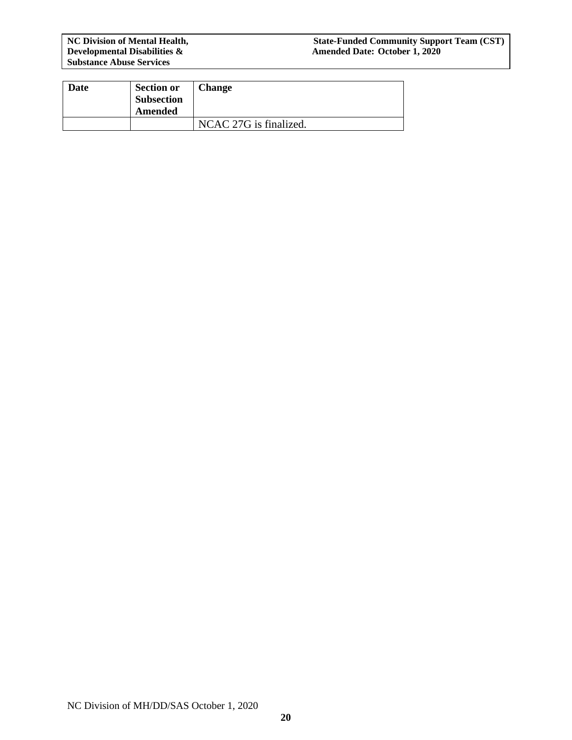| Date | Section or Subsection Amended | Change |
|---|---|---|
| | | NCAC 27G is finalized. |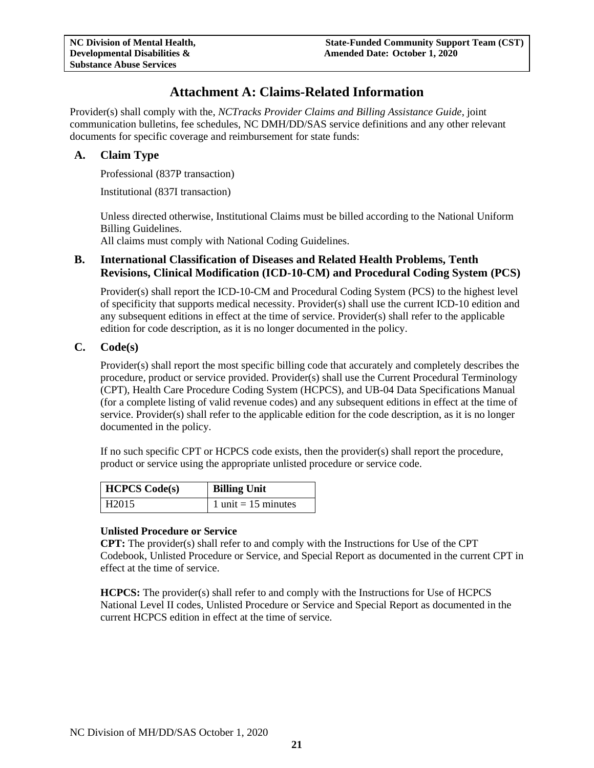# Attachment A: Claims-Related Information

Provider(s) shall comply with the, *NCTracks Provider Claims and Billing Assistance Guide*, joint communication bulletins, fee schedules, NC DMH/DD/SAS service definitions and any other relevant documents for specific coverage and reimbursement for state funds:

## A. Claim Type

Professional (837P transaction)

Institutional (837I transaction)

Unless directed otherwise, Institutional Claims must be billed according to the National Uniform Billing Guidelines.
All claims must comply with National Coding Guidelines.

## B. International Classification of Diseases and Related Health Problems, Tenth Revisions, Clinical Modification (ICD-10-CM) and Procedural Coding System (PCS)

Provider(s) shall report the ICD-10-CM and Procedural Coding System (PCS) to the highest level of specificity that supports medical necessity. Provider(s) shall use the current ICD-10 edition and any subsequent editions in effect at the time of service. Provider(s) shall refer to the applicable edition for code description, as it is no longer documented in the policy.

## C. Code(s)

Provider(s) shall report the most specific billing code that accurately and completely describes the procedure, product or service provided. Provider(s) shall use the Current Procedural Terminology (CPT), Health Care Procedure Coding System (HCPCS), and UB-04 Data Specifications Manual (for a complete listing of valid revenue codes) and any subsequent editions in effect at the time of service. Provider(s) shall refer to the applicable edition for the code description, as it is no longer documented in the policy.

If no such specific CPT or HCPCS code exists, then the provider(s) shall report the procedure, product or service using the appropriate unlisted procedure or service code.

| HCPCS Code(s) | Billing Unit |
|---|---|
| H2015 | 1 unit = 15 minutes |

**Unlisted Procedure or Service**
**CPT:** The provider(s) shall refer to and comply with the Instructions for Use of the CPT Codebook, Unlisted Procedure or Service, and Special Report as documented in the current CPT in effect at the time of service.

**HCPCS:** The provider(s) shall refer to and comply with the Instructions for Use of HCPCS National Level II codes, Unlisted Procedure or Service and Special Report as documented in the current HCPCS edition in effect at the time of service.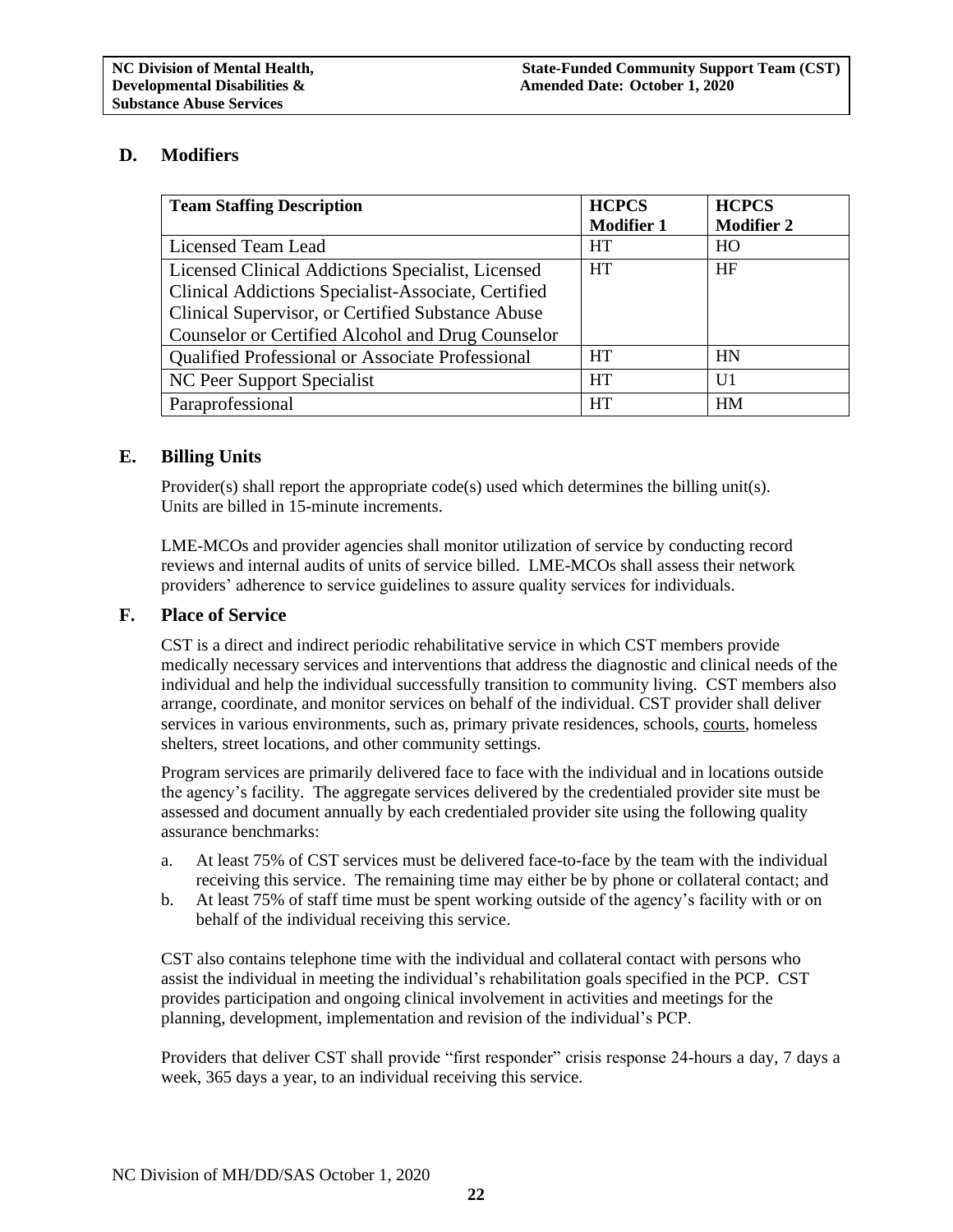## D. Modifiers

| Team Staffing Description | HCPCS Modifier 1 | HCPCS Modifier 2 |
|---|---|---|
| Licensed Team Lead | HT | HO |
| Licensed Clinical Addictions Specialist, Licensed Clinical Addictions Specialist-Associate, Certified Clinical Supervisor, or Certified Substance Abuse Counselor or Certified Alcohol and Drug Counselor | HT | HF |
| Qualified Professional or Associate Professional | HT | HN |
| NC Peer Support Specialist | HT | U1 |
| Paraprofessional | HT | HM |

## E. Billing Units

Provider(s) shall report the appropriate code(s) used which determines the billing unit(s). Units are billed in 15-minute increments.

LME-MCOs and provider agencies shall monitor utilization of service by conducting record reviews and internal audits of units of service billed. LME-MCOs shall assess their network providers' adherence to service guidelines to assure quality services for individuals.

## F. Place of Service

CST is a direct and indirect periodic rehabilitative service in which CST members provide medically necessary services and interventions that address the diagnostic and clinical needs of the individual and help the individual successfully transition to community living. CST members also arrange, coordinate, and monitor services on behalf of the individual. CST provider shall deliver services in various environments, such as, primary private residences, schools, courts, homeless shelters, street locations, and other community settings.

Program services are primarily delivered face to face with the individual and in locations outside the agency's facility. The aggregate services delivered by the credentialed provider site must be assessed and document annually by each credentialed provider site using the following quality assurance benchmarks:

a. At least 75% of CST services must be delivered face-to-face by the team with the individual receiving this service. The remaining time may either be by phone or collateral contact; and
b. At least 75% of staff time must be spent working outside of the agency's facility with or on behalf of the individual receiving this service.

CST also contains telephone time with the individual and collateral contact with persons who assist the individual in meeting the individual's rehabilitation goals specified in the PCP. CST provides participation and ongoing clinical involvement in activities and meetings for the planning, development, implementation and revision of the individual's PCP.

Providers that deliver CST shall provide "first responder" crisis response 24-hours a day, 7 days a week, 365 days a year, to an individual receiving this service.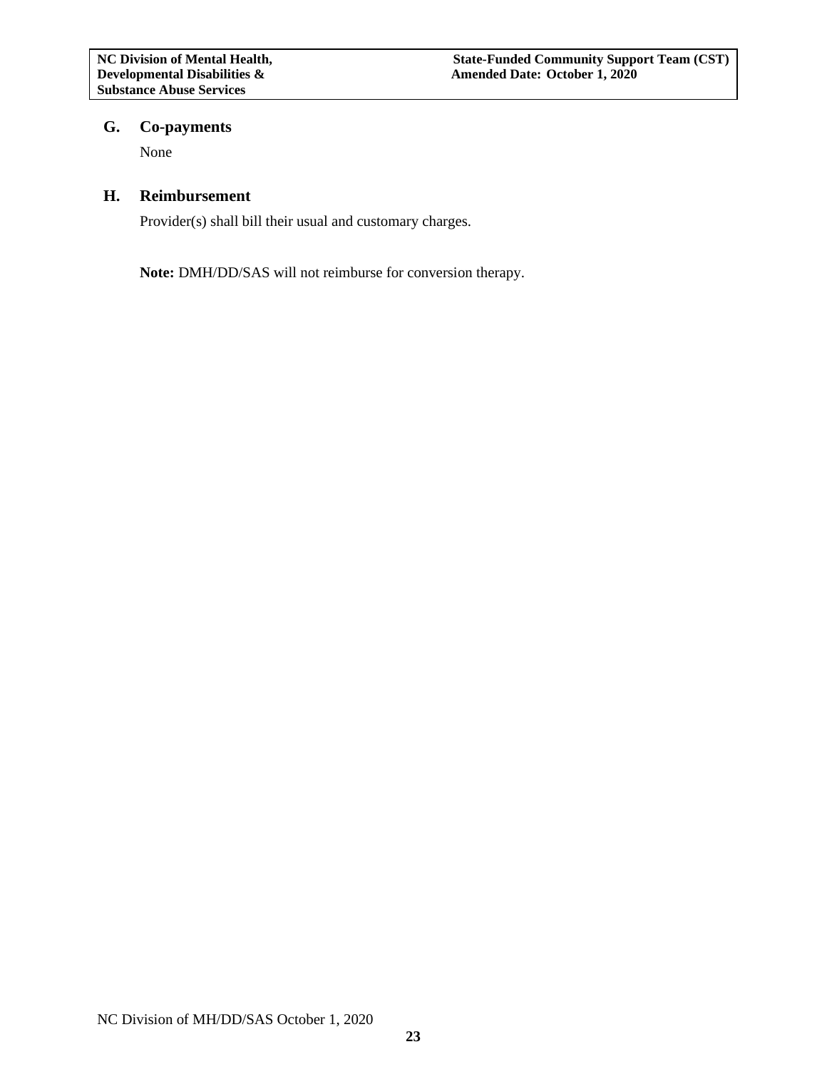## G. Co-payments

None

## H. Reimbursement

Provider(s) shall bill their usual and customary charges.

**Note:** DMH/DD/SAS will not reimburse for conversion therapy.